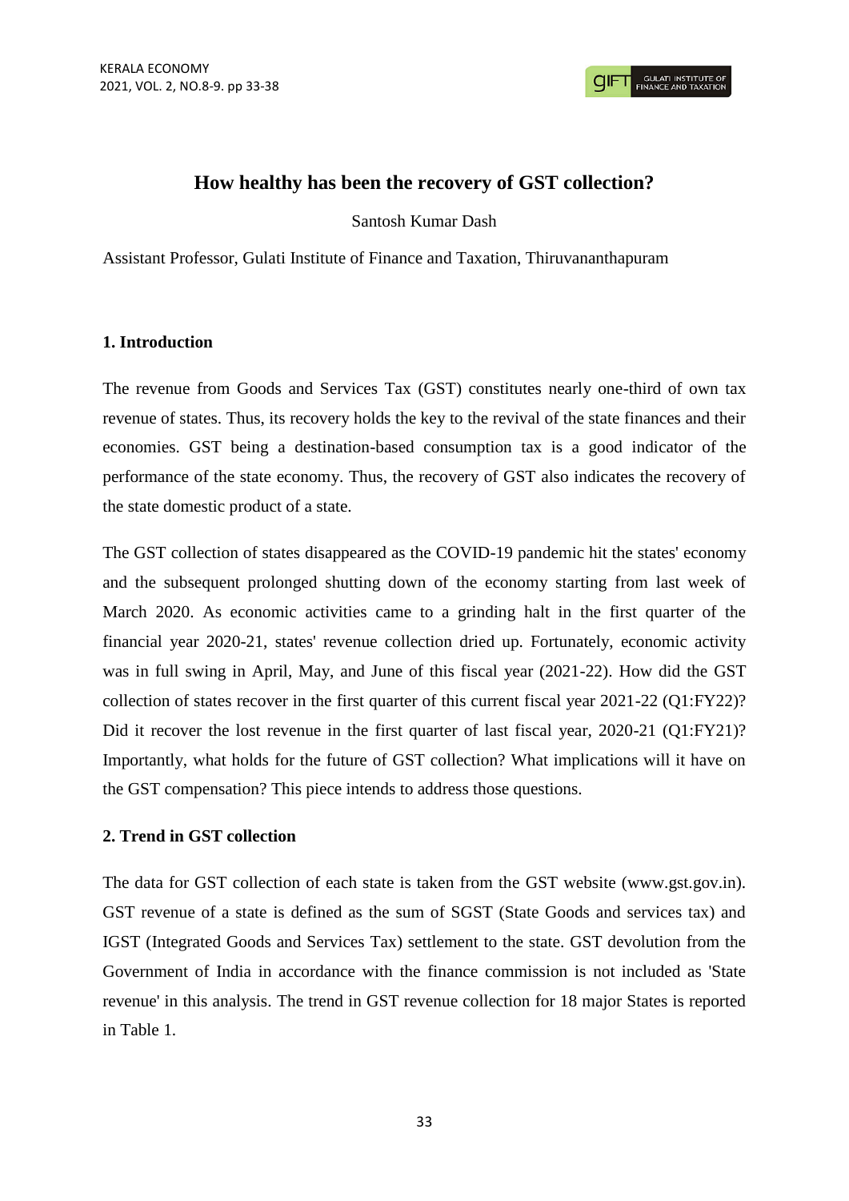# How healthy has been the recovery of GST collection?

Santosh Kumar Dash

Assistant Professor, Gulati Institute of Finance and Taxation, Thiruvananthapuram

## 1. Introduction

The revenue from Goods and Services Tax (GST) constitutes nearly one-third of own tax revenue of states. Thus, its recovery holds the key to the revival of the state finances and their economies. GST being a destination-based consumption tax is a good indicator of the performance of the state economy. Thus, the recovery of GST also indicates the recovery of the state domestic product of a state.

The GST collection of states disappeared as the COVID-19 pandemic hit the states' economy and the subsequent prolonged shutting down of the economy starting from last week of March 2020. As economic activities came to a grinding halt in the first quarter of the financial year 2020-21, states' revenue collection dried up. Fortunately, economic activity was in full swing in April, May, and June of this fiscal year (2021-22). How did the GST collection of states recover in the first quarter of this current fiscal year 2021-22 (Q1:FY22)? Did it recover the lost revenue in the first quarter of last fiscal year, 2020-21 (Q1:FY21)? Importantly, what holds for the future of GST collection? What implications will it have on the GST compensation? This piece intends to address those questions.

## 2. Trend in GST collection

The data for GST collection of each state is taken from the GST website (www.gst.gov.in). GST revenue of a state is defined as the sum of SGST (State Goods and services tax) and IGST (Integrated Goods and Services Tax) settlement to the state. GST devolution from the Government of India in accordance with the finance commission is not included as 'State revenue' in this analysis. The trend in GST revenue collection for 18 major States is reported in Table 1.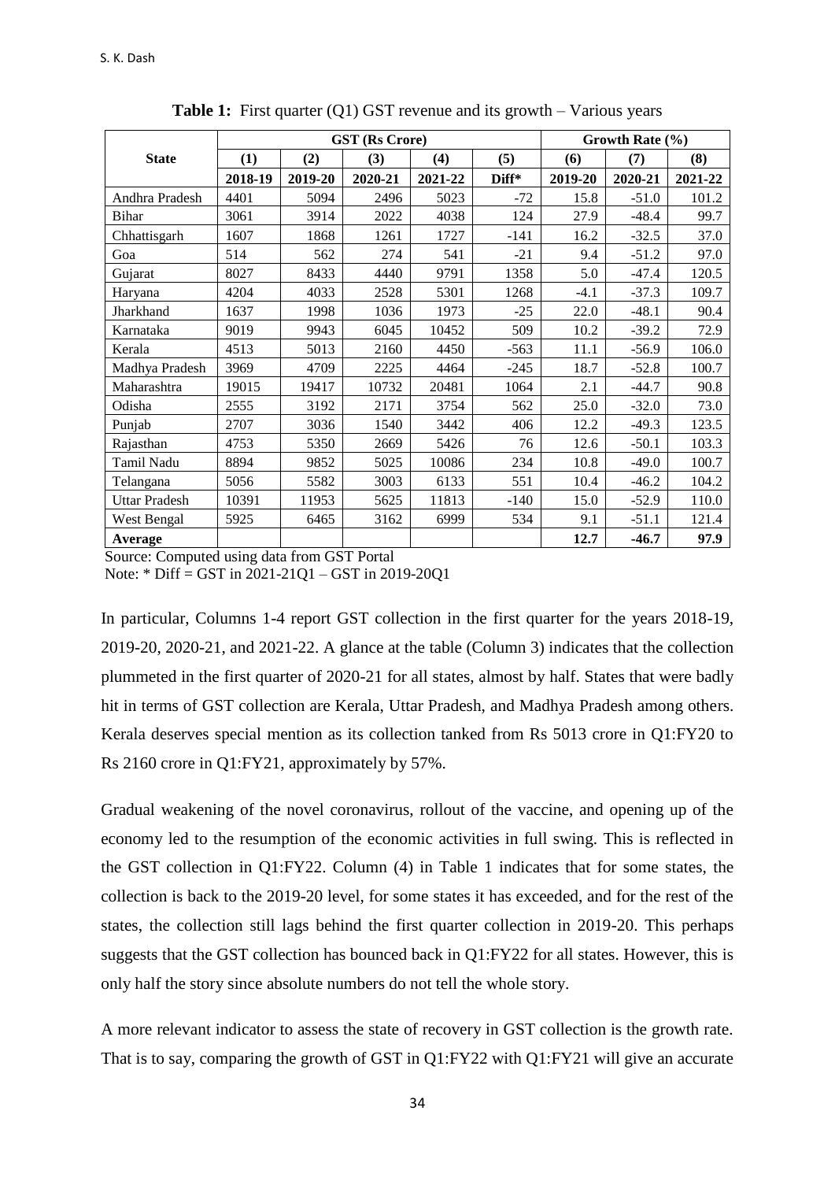**Table 1:** First quarter (Q1) GST revenue and its growth – Various years

| State | GST (Rs Crore) | | | | | Growth Rate (%) | | |
|---|---|---|---|---|---|---|---|---|
| | (1) | (2) | (3) | (4) | (5) | (6) | (7) | (8) |
| | 2018-19 | 2019-20 | 2020-21 | 2021-22 | Diff* | 2019-20 | 2020-21 | 2021-22 |
| Andhra Pradesh | 4401 | 5094 | 2496 | 5023 | -72 | 15.8 | -51.0 | 101.2 |
| Bihar | 3061 | 3914 | 2022 | 4038 | 124 | 27.9 | -48.4 | 99.7 |
| Chhattisgarh | 1607 | 1868 | 1261 | 1727 | -141 | 16.2 | -32.5 | 37.0 |
| Goa | 514 | 562 | 274 | 541 | -21 | 9.4 | -51.2 | 97.0 |
| Gujarat | 8027 | 8433 | 4440 | 9791 | 1358 | 5.0 | -47.4 | 120.5 |
| Haryana | 4204 | 4033 | 2528 | 5301 | 1268 | -4.1 | -37.3 | 109.7 |
| Jharkhand | 1637 | 1998 | 1036 | 1973 | -25 | 22.0 | -48.1 | 90.4 |
| Karnataka | 9019 | 9943 | 6045 | 10452 | 509 | 10.2 | -39.2 | 72.9 |
| Kerala | 4513 | 5013 | 2160 | 4450 | -563 | 11.1 | -56.9 | 106.0 |
| Madhya Pradesh | 3969 | 4709 | 2225 | 4464 | -245 | 18.7 | -52.8 | 100.7 |
| Maharashtra | 19015 | 19417 | 10732 | 20481 | 1064 | 2.1 | -44.7 | 90.8 |
| Odisha | 2555 | 3192 | 2171 | 3754 | 562 | 25.0 | -32.0 | 73.0 |
| Punjab | 2707 | 3036 | 1540 | 3442 | 406 | 12.2 | -49.3 | 123.5 |
| Rajasthan | 4753 | 5350 | 2669 | 5426 | 76 | 12.6 | -50.1 | 103.3 |
| Tamil Nadu | 8894 | 9852 | 5025 | 10086 | 234 | 10.8 | -49.0 | 100.7 |
| Telangana | 5056 | 5582 | 3003 | 6133 | 551 | 10.4 | -46.2 | 104.2 |
| Uttar Pradesh | 10391 | 11953 | 5625 | 11813 | -140 | 15.0 | -52.9 | 110.0 |
| West Bengal | 5925 | 6465 | 3162 | 6999 | 534 | 9.1 | -51.1 | 121.4 |
| **Average** | | | | | | **12.7** | **-46.7** | **97.9** |

Source: Computed using data from GST Portal

Note: * Diff = GST in 2021-21Q1 – GST in 2019-20Q1

In particular, Columns 1-4 report GST collection in the first quarter for the years 2018-19, 2019-20, 2020-21, and 2021-22. A glance at the table (Column 3) indicates that the collection plummeted in the first quarter of 2020-21 for all states, almost by half. States that were badly hit in terms of GST collection are Kerala, Uttar Pradesh, and Madhya Pradesh among others. Kerala deserves special mention as its collection tanked from Rs 5013 crore in Q1:FY20 to Rs 2160 crore in Q1:FY21, approximately by 57%.

Gradual weakening of the novel coronavirus, rollout of the vaccine, and opening up of the economy led to the resumption of the economic activities in full swing. This is reflected in the GST collection in Q1:FY22. Column (4) in Table 1 indicates that for some states, the collection is back to the 2019-20 level, for some states it has exceeded, and for the rest of the states, the collection still lags behind the first quarter collection in 2019-20. This perhaps suggests that the GST collection has bounced back in Q1:FY22 for all states. However, this is only half the story since absolute numbers do not tell the whole story.

A more relevant indicator to assess the state of recovery in GST collection is the growth rate. That is to say, comparing the growth of GST in Q1:FY22 with Q1:FY21 will give an accurate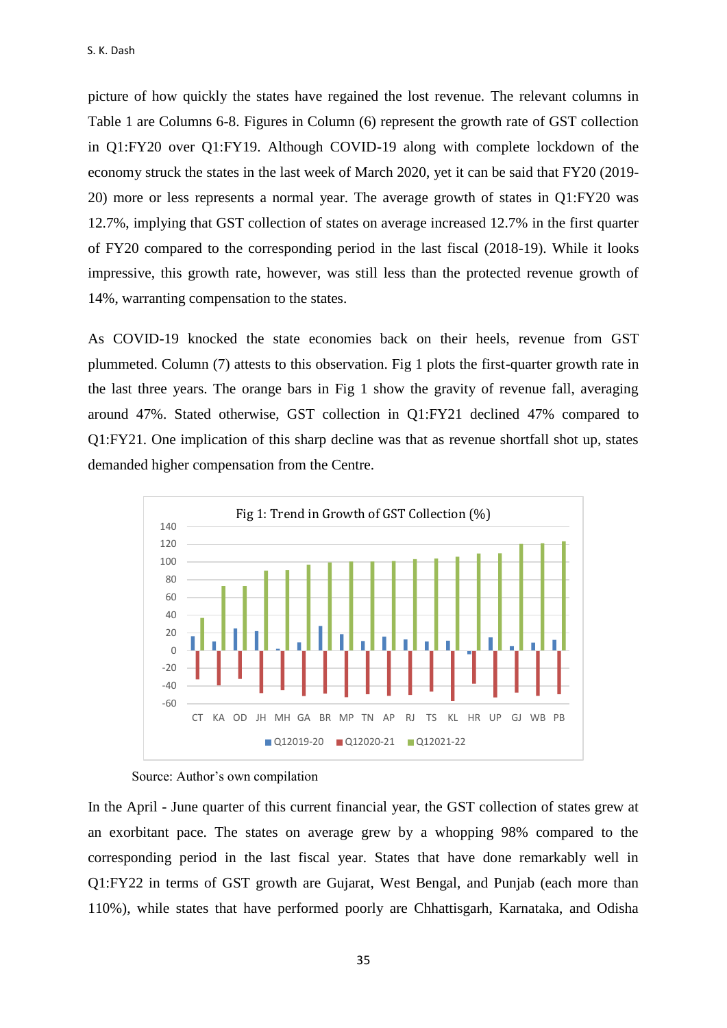picture of how quickly the states have regained the lost revenue. The relevant columns in Table 1 are Columns 6-8. Figures in Column (6) represent the growth rate of GST collection in Q1:FY20 over Q1:FY19. Although COVID-19 along with complete lockdown of the economy struck the states in the last week of March 2020, yet it can be said that FY20 (2019-20) more or less represents a normal year. The average growth of states in Q1:FY20 was 12.7%, implying that GST collection of states on average increased 12.7% in the first quarter of FY20 compared to the corresponding period in the last fiscal (2018-19). While it looks impressive, this growth rate, however, was still less than the protected revenue growth of 14%, warranting compensation to the states.

As COVID-19 knocked the state economies back on their heels, revenue from GST plummeted. Column (7) attests to this observation. Fig 1 plots the first-quarter growth rate in the last three years. The orange bars in Fig 1 show the gravity of revenue fall, averaging around 47%. Stated otherwise, GST collection in Q1:FY21 declined 47% compared to Q1:FY21. One implication of this sharp decline was that as revenue shortfall shot up, states demanded higher compensation from the Centre.

Fig 1: Trend in Growth of GST Collection (%)

Source: Author's own compilation

In the April - June quarter of this current financial year, the GST collection of states grew at an exorbitant pace. The states on average grew by a whopping 98% compared to the corresponding period in the last fiscal year. States that have done remarkably well in Q1:FY22 in terms of GST growth are Gujarat, West Bengal, and Punjab (each more than 110%), while states that have performed poorly are Chhattisgarh, Karnataka, and Odisha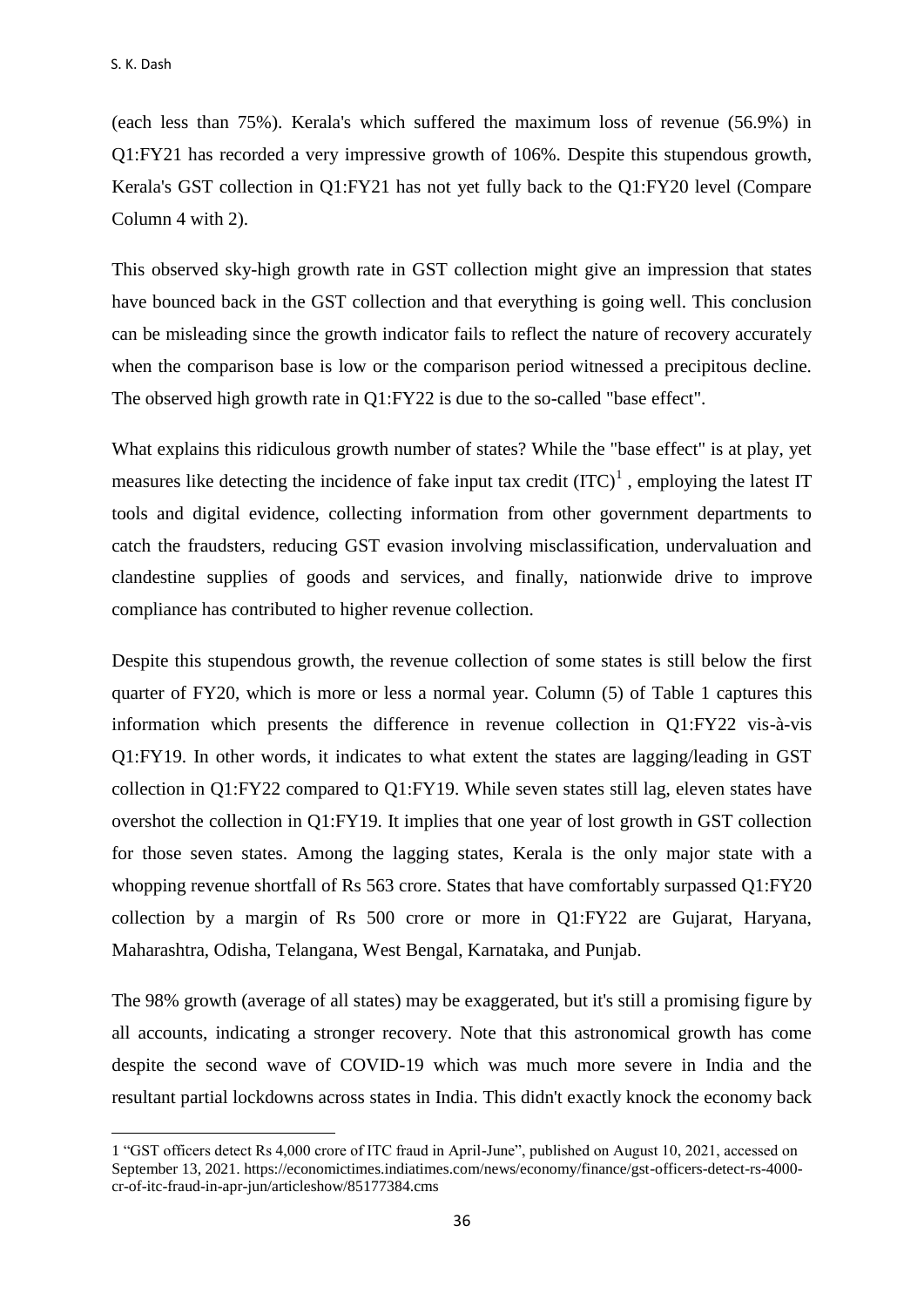(each less than 75%). Kerala's which suffered the maximum loss of revenue (56.9%) in Q1:FY21 has recorded a very impressive growth of 106%. Despite this stupendous growth, Kerala's GST collection in Q1:FY21 has not yet fully back to the Q1:FY20 level (Compare Column 4 with 2).

This observed sky-high growth rate in GST collection might give an impression that states have bounced back in the GST collection and that everything is going well. This conclusion can be misleading since the growth indicator fails to reflect the nature of recovery accurately when the comparison base is low or the comparison period witnessed a precipitous decline. The observed high growth rate in Q1:FY22 is due to the so-called "base effect".

What explains this ridiculous growth number of states? While the "base effect" is at play, yet measures like detecting the incidence of fake input tax credit (ITC)[1] , employing the latest IT tools and digital evidence, collecting information from other government departments to catch the fraudsters, reducing GST evasion involving misclassification, undervaluation and clandestine supplies of goods and services, and finally, nationwide drive to improve compliance has contributed to higher revenue collection.

Despite this stupendous growth, the revenue collection of some states is still below the first quarter of FY20, which is more or less a normal year. Column (5) of Table 1 captures this information which presents the difference in revenue collection in Q1:FY22 vis-à-vis Q1:FY19. In other words, it indicates to what extent the states are lagging/leading in GST collection in Q1:FY22 compared to Q1:FY19. While seven states still lag, eleven states have overshot the collection in Q1:FY19. It implies that one year of lost growth in GST collection for those seven states. Among the lagging states, Kerala is the only major state with a whopping revenue shortfall of Rs 563 crore. States that have comfortably surpassed Q1:FY20 collection by a margin of Rs 500 crore or more in Q1:FY22 are Gujarat, Haryana, Maharashtra, Odisha, Telangana, West Bengal, Karnataka, and Punjab.

The 98% growth (average of all states) may be exaggerated, but it's still a promising figure by all accounts, indicating a stronger recovery. Note that this astronomical growth has come despite the second wave of COVID-19 which was much more severe in India and the resultant partial lockdowns across states in India. This didn't exactly knock the economy back

1 "GST officers detect Rs 4,000 crore of ITC fraud in April-June", published on August 10, 2021, accessed on September 13, 2021. https://economictimes.indiatimes.com/news/economy/finance/gst-officers-detect-rs-4000-cr-of-itc-fraud-in-apr-jun/articleshow/85177384.cms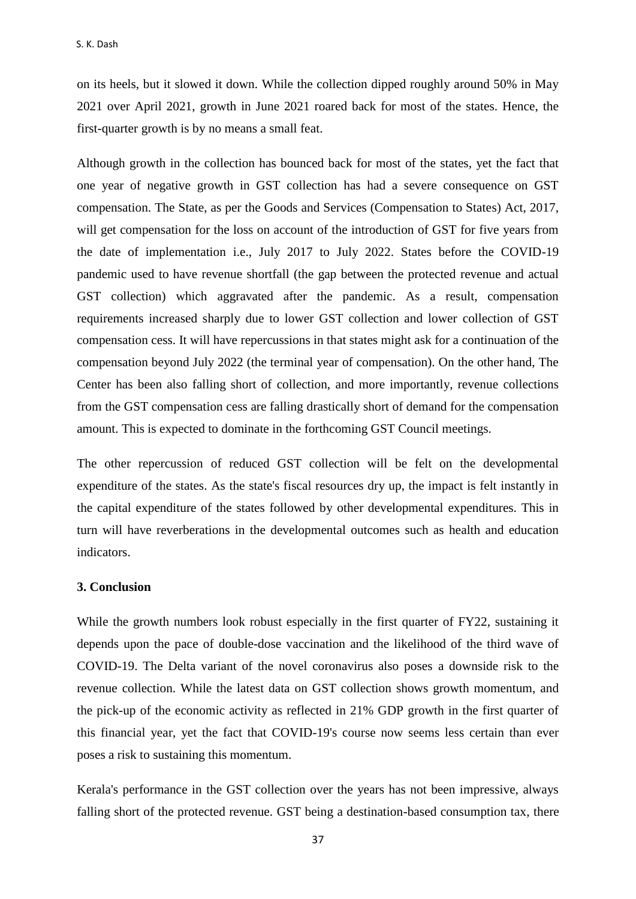on its heels, but it slowed it down. While the collection dipped roughly around 50% in May 2021 over April 2021, growth in June 2021 roared back for most of the states. Hence, the first-quarter growth is by no means a small feat.

Although growth in the collection has bounced back for most of the states, yet the fact that one year of negative growth in GST collection has had a severe consequence on GST compensation. The State, as per the Goods and Services (Compensation to States) Act, 2017, will get compensation for the loss on account of the introduction of GST for five years from the date of implementation i.e., July 2017 to July 2022. States before the COVID-19 pandemic used to have revenue shortfall (the gap between the protected revenue and actual GST collection) which aggravated after the pandemic. As a result, compensation requirements increased sharply due to lower GST collection and lower collection of GST compensation cess. It will have repercussions in that states might ask for a continuation of the compensation beyond July 2022 (the terminal year of compensation). On the other hand, The Center has been also falling short of collection, and more importantly, revenue collections from the GST compensation cess are falling drastically short of demand for the compensation amount. This is expected to dominate in the forthcoming GST Council meetings.

The other repercussion of reduced GST collection will be felt on the developmental expenditure of the states. As the state's fiscal resources dry up, the impact is felt instantly in the capital expenditure of the states followed by other developmental expenditures. This in turn will have reverberations in the developmental outcomes such as health and education indicators.

## 3. Conclusion

While the growth numbers look robust especially in the first quarter of FY22, sustaining it depends upon the pace of double-dose vaccination and the likelihood of the third wave of COVID-19. The Delta variant of the novel coronavirus also poses a downside risk to the revenue collection. While the latest data on GST collection shows growth momentum, and the pick-up of the economic activity as reflected in 21% GDP growth in the first quarter of this financial year, yet the fact that COVID-19's course now seems less certain than ever poses a risk to sustaining this momentum.

Kerala's performance in the GST collection over the years has not been impressive, always falling short of the protected revenue. GST being a destination-based consumption tax, there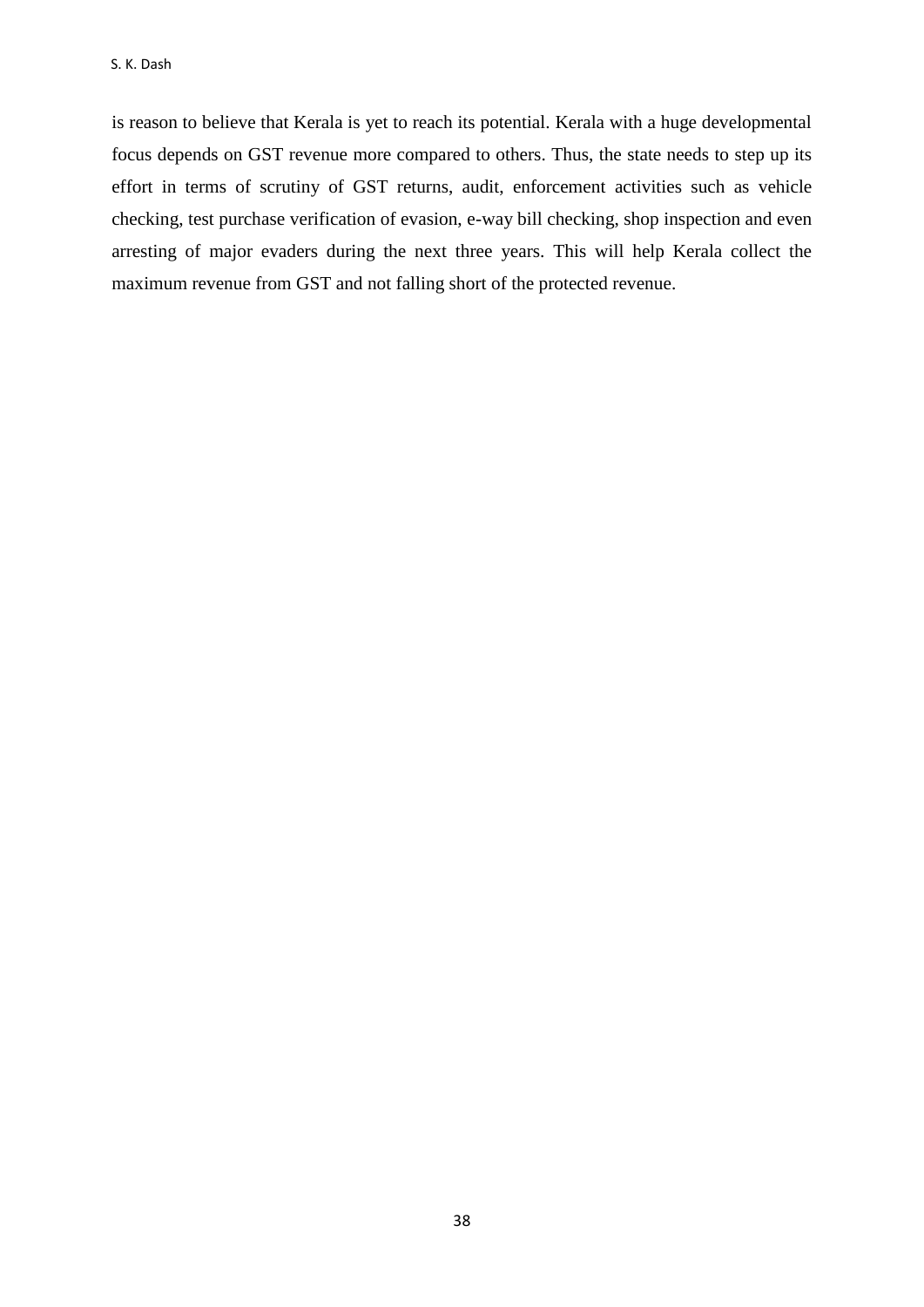is reason to believe that Kerala is yet to reach its potential. Kerala with a huge developmental focus depends on GST revenue more compared to others. Thus, the state needs to step up its effort in terms of scrutiny of GST returns, audit, enforcement activities such as vehicle checking, test purchase verification of evasion, e-way bill checking, shop inspection and even arresting of major evaders during the next three years. This will help Kerala collect the maximum revenue from GST and not falling short of the protected revenue.